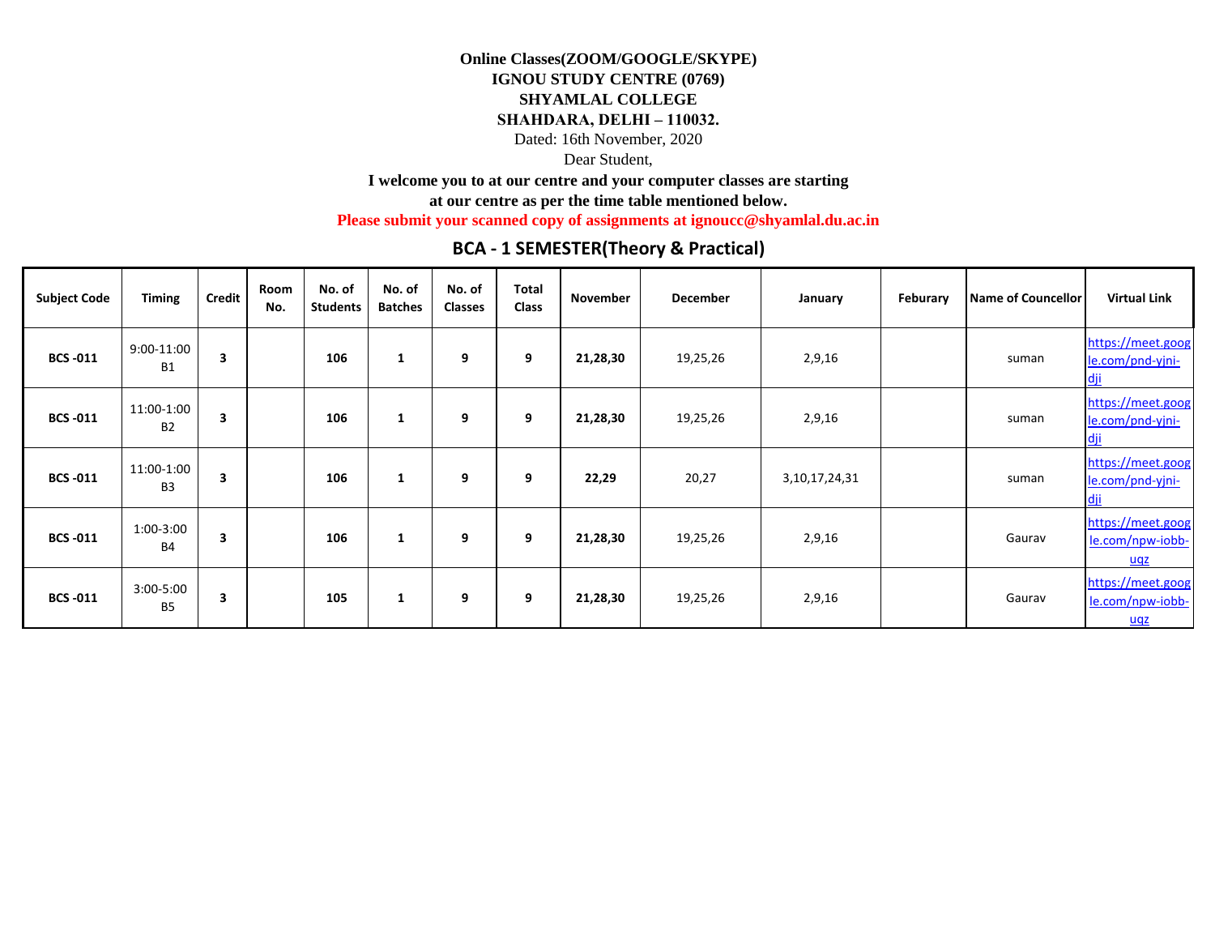**Online Classes(ZOOM/GOOGLE/SKYPE)**
**IGNOU STUDY CENTRE (0769)**
**SHYAMLAL COLLEGE**
**SHAHDARA, DELHI – 110032.**

Dated: 16th November, 2020

Dear Student,

**I welcome you to at our centre and your computer classes are starting at our centre as per the time table mentioned below.**

**Please submit your scanned copy of assignments at ignoucc@shyamlal.du.ac.in**

## BCA - 1 SEMESTER(Theory & Practical)

| Subject Code | Timing | Credit | Room No. | No. of Students | No. of Batches | No. of Classes | Total Class | November | December | January | Feburary | Name of Councellor | Virtual Link |
|---|---|---|---|---|---|---|---|---|---|---|---|---|---|
| **BCS -011** | 9:00-11:00 B1 | **3** | | **106** | **1** | **9** | **9** | **21,28,30** | 19,25,26 | 2,9,16 | | suman | https://meet.google.com/pnd-yjni-dji |
| **BCS -011** | 11:00-1:00 B2 | **3** | | **106** | **1** | **9** | **9** | **21,28,30** | 19,25,26 | 2,9,16 | | suman | https://meet.google.com/pnd-yjni-dji |
| **BCS -011** | 11:00-1:00 B3 | **3** | | **106** | **1** | **9** | **9** | **22,29** | 20,27 | 3,10,17,24,31 | | suman | https://meet.google.com/pnd-yjni-dji |
| **BCS -011** | 1:00-3:00 B4 | **3** | | **106** | **1** | **9** | **9** | **21,28,30** | 19,25,26 | 2,9,16 | | Gaurav | https://meet.google.com/npw-iobb-uqz |
| **BCS -011** | 3:00-5:00 B5 | **3** | | **105** | **1** | **9** | **9** | **21,28,30** | 19,25,26 | 2,9,16 | | Gaurav | https://meet.google.com/npw-iobb-uqz |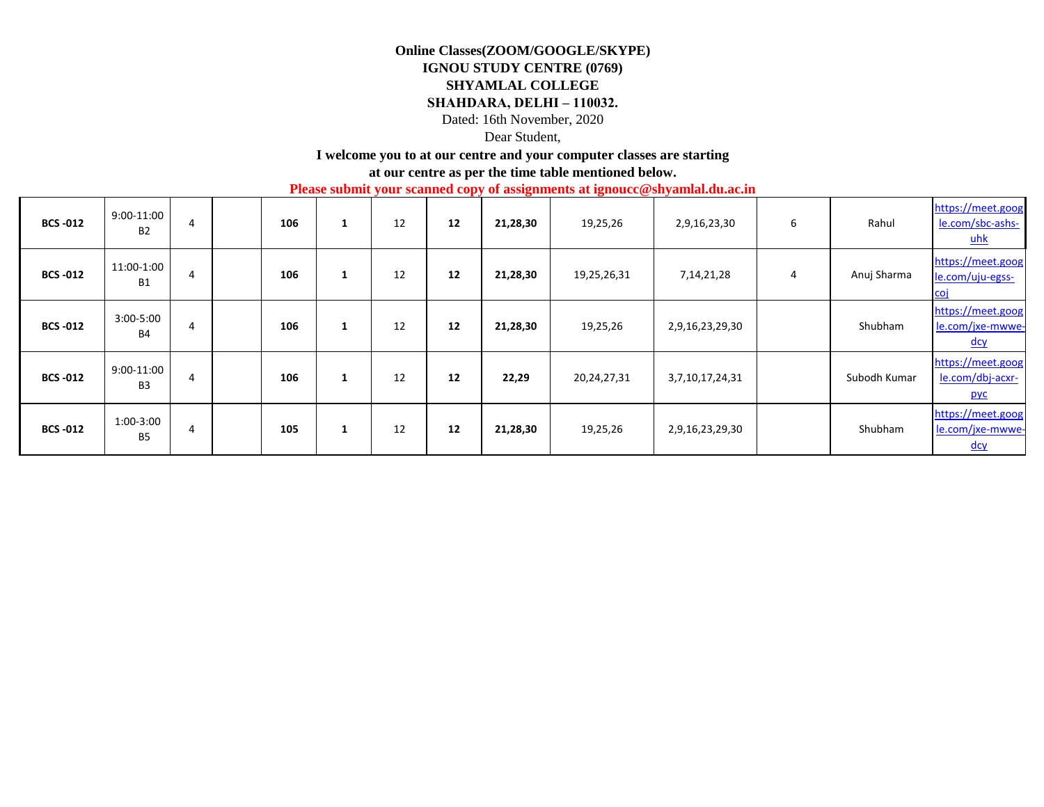**Online Classes(ZOOM/GOOGLE/SKYPE)**

**IGNOU STUDY CENTRE (0769)**

**SHYAMLAL COLLEGE**

**SHAHDARA, DELHI – 110032.**

Dated: 16th November, 2020

Dear Student,

**I welcome you to at our centre and your computer classes are starting at our centre as per the time table mentioned below.**

**Please submit your scanned copy of assignments at ignoucc@shyamlal.du.ac.in**

| | | | | | | | | | | | | | |
|---|---|---|---|---|---|---|---|---|---|---|---|---|---|
| **BCS -012** | 9:00-11:00 B2 | 4 | | **106** | **1** | 12 | **12** | **21,28,30** | 19,25,26 | 2,9,16,23,30 | 6 | Rahul | https://meet.google.com/sbc-ashs-uhk |
| **BCS -012** | 11:00-1:00 B1 | 4 | | **106** | **1** | 12 | **12** | **21,28,30** | 19,25,26,31 | 7,14,21,28 | 4 | Anuj Sharma | https://meet.google.com/uju-egss-coj |
| **BCS -012** | 3:00-5:00 B4 | 4 | | **106** | **1** | 12 | **12** | **21,28,30** | 19,25,26 | 2,9,16,23,29,30 | | Shubham | https://meet.google.com/jxe-mwwe-dcy |
| **BCS -012** | 9:00-11:00 B3 | 4 | | **106** | **1** | 12 | **12** | **22,29** | 20,24,27,31 | 3,7,10,17,24,31 | | Subodh Kumar | https://meet.google.com/dbj-acxr-pyc |
| **BCS -012** | 1:00-3:00 B5 | 4 | | **105** | **1** | 12 | **12** | **21,28,30** | 19,25,26 | 2,9,16,23,29,30 | | Shubham | https://meet.google.com/jxe-mwwe-dcy |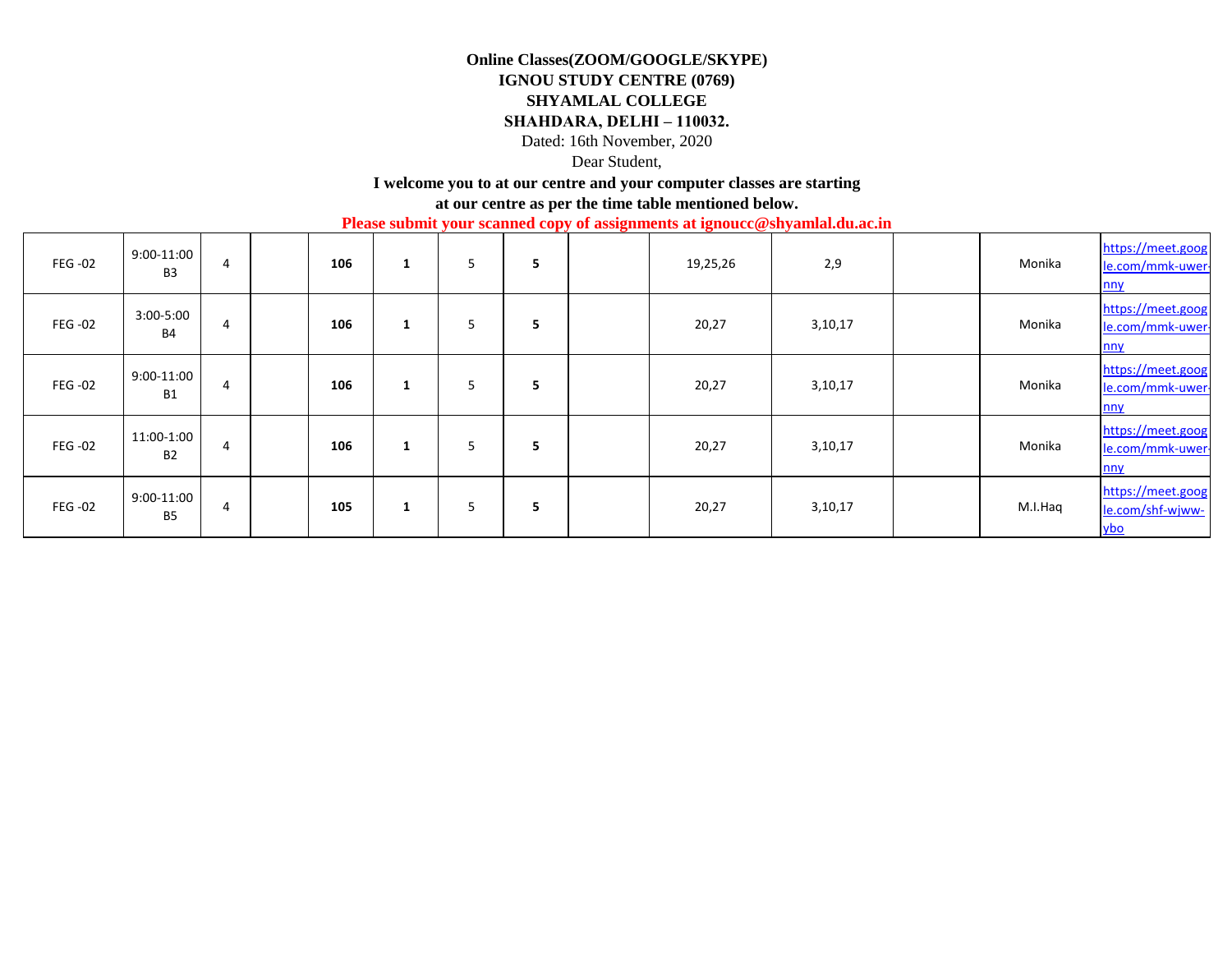**Online Classes(ZOOM/GOOGLE/SKYPE)**

**IGNOU STUDY CENTRE (0769)**

**SHYAMLAL COLLEGE**

**SHAHDARA, DELHI – 110032.**

Dated: 16th November, 2020

Dear Student,

**I welcome you to at our centre and your computer classes are starting at our centre as per the time table mentioned below.**

**Please submit your scanned copy of assignments at ignoucc@shyamlal.du.ac.in**

| | | | | | | | | | | | | | |
|---|---|---|---|---|---|---|---|---|---|---|---|---|---|
| FEG -02 | 9:00-11:00 B3 | 4 | | **106** | **1** | 5 | **5** | | 19,25,26 | 2,9 | | Monika | https://meet.google.com/mmk-uwer-nny |
| FEG -02 | 3:00-5:00 B4 | 4 | | **106** | **1** | 5 | **5** | | 20,27 | 3,10,17 | | Monika | https://meet.google.com/mmk-uwer-nny |
| FEG -02 | 9:00-11:00 B1 | 4 | | **106** | **1** | 5 | **5** | | 20,27 | 3,10,17 | | Monika | https://meet.google.com/mmk-uwer-nny |
| FEG -02 | 11:00-1:00 B2 | 4 | | **106** | **1** | 5 | **5** | | 20,27 | 3,10,17 | | Monika | https://meet.google.com/mmk-uwer-nny |
| FEG -02 | 9:00-11:00 B5 | 4 | | **105** | **1** | 5 | **5** | | 20,27 | 3,10,17 | | M.I.Haq | https://meet.google.com/shf-wjww-ybo |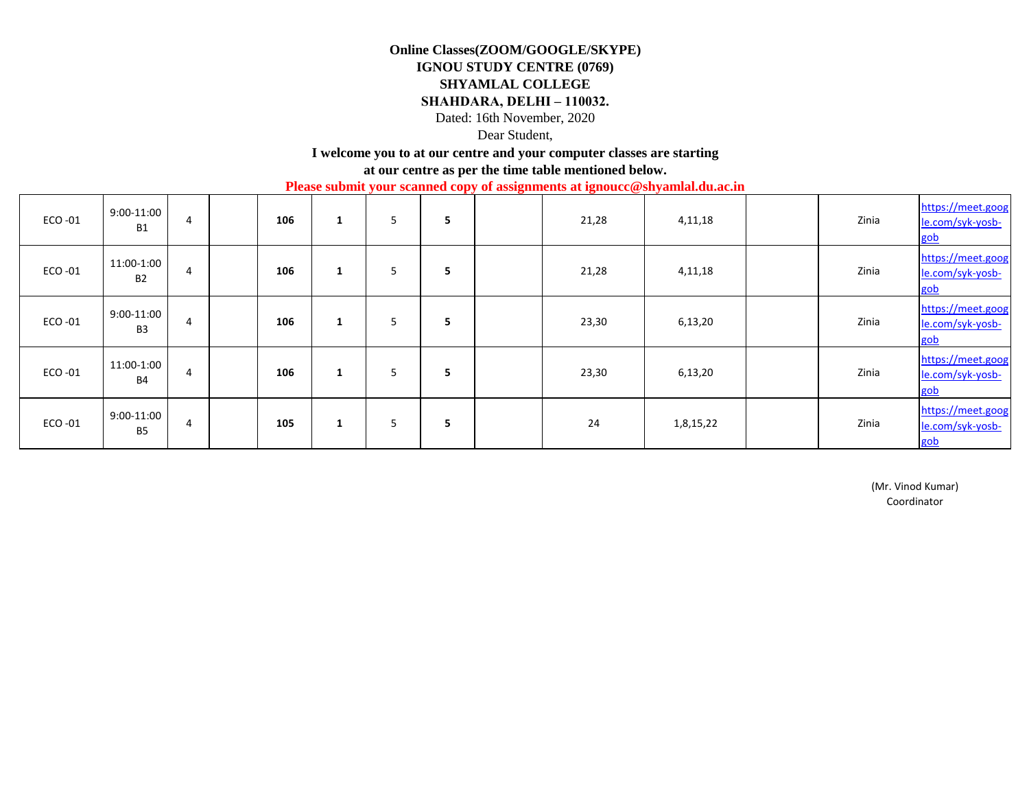**Online Classes(ZOOM/GOOGLE/SKYPE)**
**IGNOU STUDY CENTRE (0769)**
**SHYAMLAL COLLEGE**
**SHAHDARA, DELHI – 110032.**

Dated: 16th November, 2020

Dear Student,

**I welcome you to at our centre and your computer classes are starting at our centre as per the time table mentioned below.**

**Please submit your scanned copy of assignments at ignoucc@shyamlal.du.ac.in**

| | | | | | | | | | | | | | |
|---|---|---|---|---|---|---|---|---|---|---|---|---|---|
| ECO -01 | 9:00-11:00 B1 | 4 | | **106** | **1** | 5 | **5** | | 21,28 | 4,11,18 | | Zinia | https://meet.google.com/syk-yosb-gob |
| ECO -01 | 11:00-1:00 B2 | 4 | | **106** | **1** | 5 | **5** | | 21,28 | 4,11,18 | | Zinia | https://meet.google.com/syk-yosb-gob |
| ECO -01 | 9:00-11:00 B3 | 4 | | **106** | **1** | 5 | **5** | | 23,30 | 6,13,20 | | Zinia | https://meet.google.com/syk-yosb-gob |
| ECO -01 | 11:00-1:00 B4 | 4 | | **106** | **1** | 5 | **5** | | 23,30 | 6,13,20 | | Zinia | https://meet.google.com/syk-yosb-gob |
| ECO -01 | 9:00-11:00 B5 | 4 | | **105** | **1** | 5 | **5** | | 24 | 1,8,15,22 | | Zinia | https://meet.google.com/syk-yosb-gob |

(Mr. Vinod Kumar)
Coordinator